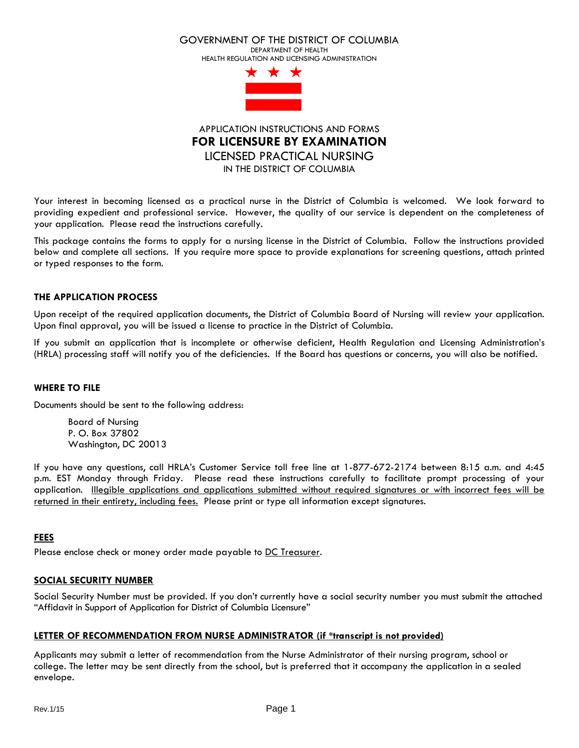GOVERNMENT OF THE DISTRICT OF COLUMBIA

DEPARTMENT OF HEALTH

HEALTH REGULATION AND LICENSING ADMINISTRATION

APPLICATION INSTRUCTIONS AND FORMS

# FOR LICENSURE BY EXAMINATION

LICENSED PRACTICAL NURSING

IN THE DISTRICT OF COLUMBIA

Your interest in becoming licensed as a practical nurse in the District of Columbia is welcomed. We look forward to providing expedient and professional service. However, the quality of our service is dependent on the completeness of your application. Please read the instructions carefully.

This package contains the forms to apply for a nursing license in the District of Columbia. Follow the instructions provided below and complete all sections. If you require more space to provide explanations for screening questions, attach printed or typed responses to the form.

## THE APPLICATION PROCESS

Upon receipt of the required application documents, the District of Columbia Board of Nursing will review your application. Upon final approval, you will be issued a license to practice in the District of Columbia.

If you submit an application that is incomplete or otherwise deficient, Health Regulation and Licensing Administration's (HRLA) processing staff will notify you of the deficiencies. If the Board has questions or concerns, you will also be notified.

## WHERE TO FILE

Documents should be sent to the following address:

Board of Nursing
P. O. Box 37802
Washington, DC 20013

If you have any questions, call HRLA's Customer Service toll free line at 1-877-672-2174 between 8:15 a.m. and 4:45 p.m. EST Monday through Friday. Please read these instructions carefully to facilitate prompt processing of your application. Illegible applications and applications submitted without required signatures or with incorrect fees will be returned in their entirety, including fees. Please print or type all information except signatures.

## FEES

Please enclose check or money order made payable to DC Treasurer.

## SOCIAL SECURITY NUMBER

Social Security Number must be provided. If you don't currently have a social security number you must submit the attached "Affidavit in Support of Application for District of Columbia Licensure"

## LETTER OF RECOMMENDATION FROM NURSE ADMINISTRATOR (if *transcript is not provided)

Applicants may submit a letter of recommendation from the Nurse Administrator of their nursing program, school or college. The letter may be sent directly from the school, but is preferred that it accompany the application in a sealed envelope.

Rev.1/15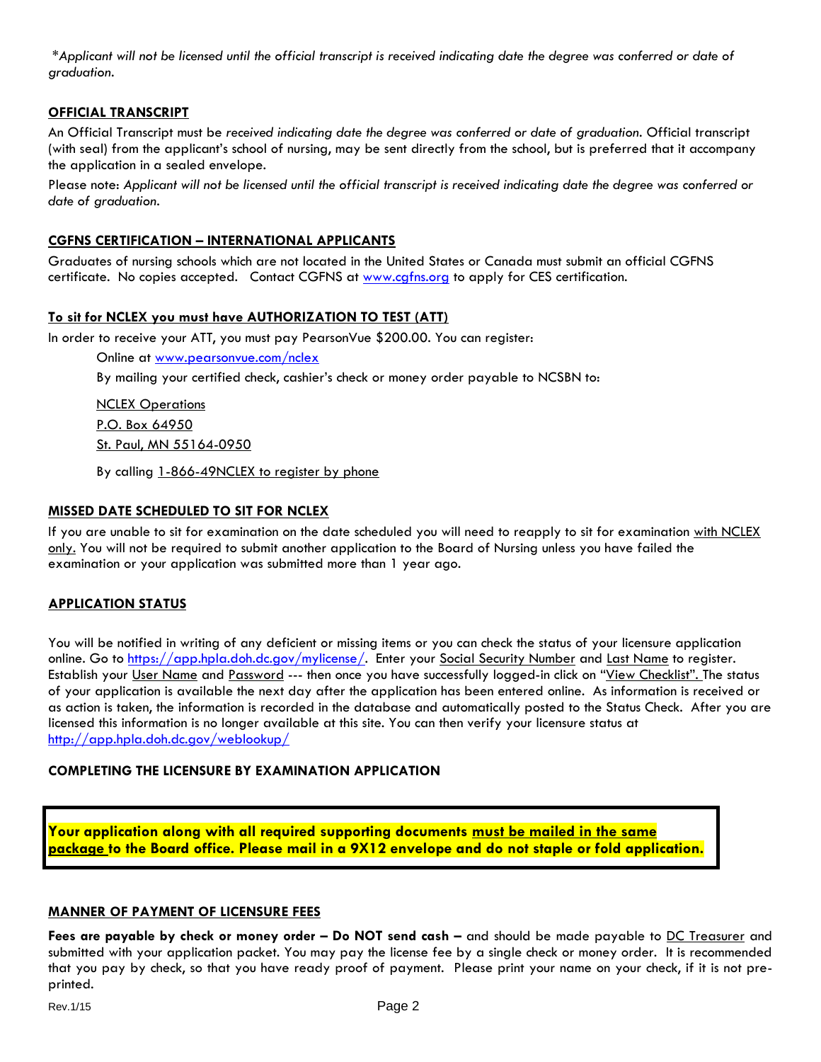*\*Applicant will not be licensed until the official transcript is received indicating date the degree was conferred or date of graduation.*

## OFFICIAL TRANSCRIPT

An Official Transcript must be *received indicating date the degree was conferred or date of graduation.* Official transcript (with seal) from the applicant's school of nursing, may be sent directly from the school, but is preferred that it accompany the application in a sealed envelope.

Please note: *Applicant will not be licensed until the official transcript is received indicating date the degree was conferred or date of graduation.*

## CGFNS CERTIFICATION – INTERNATIONAL APPLICANTS

Graduates of nursing schools which are not located in the United States or Canada must submit an official CGFNS certificate. No copies accepted. Contact CGFNS at www.cgfns.org to apply for CES certification.

## To sit for NCLEX you must have AUTHORIZATION TO TEST (ATT)

In order to receive your ATT, you must pay PearsonVue $200.00. You can register:

Online at www.pearsonvue.com/nclex

By mailing your certified check, cashier's check or money order payable to NCSBN to:

NCLEX Operations
P.O. Box 64950
St. Paul, MN 55164-0950

By calling 1-866-49NCLEX to register by phone

## MISSED DATE SCHEDULED TO SIT FOR NCLEX

If you are unable to sit for examination on the date scheduled you will need to reapply to sit for examination with NCLEX only. You will not be required to submit another application to the Board of Nursing unless you have failed the examination or your application was submitted more than 1 year ago.

## APPLICATION STATUS

You will be notified in writing of any deficient or missing items or you can check the status of your licensure application online. Go to https://app.hpla.doh.dc.gov/mylicense/. Enter your Social Security Number and Last Name to register. Establish your User Name and Password --- then once you have successfully logged-in click on "View Checklist". The status of your application is available the next day after the application has been entered online. As information is received or as action is taken, the information is recorded in the database and automatically posted to the Status Check. After you are licensed this information is no longer available at this site. You can then verify your licensure status at http://app.hpla.doh.dc.gov/weblookup/

## COMPLETING THE LICENSURE BY EXAMINATION APPLICATION

**Your application along with all required supporting documents must be mailed in the same package to the Board office. Please mail in a 9X12 envelope and do not staple or fold application.**

## MANNER OF PAYMENT OF LICENSURE FEES

**Fees are payable by check or money order – Do NOT send cash –** and should be made payable to DC Treasurer and submitted with your application packet. You may pay the license fee by a single check or money order. It is recommended that you pay by check, so that you have ready proof of payment. Please print your name on your check, if it is not pre-printed.

Rev.1/15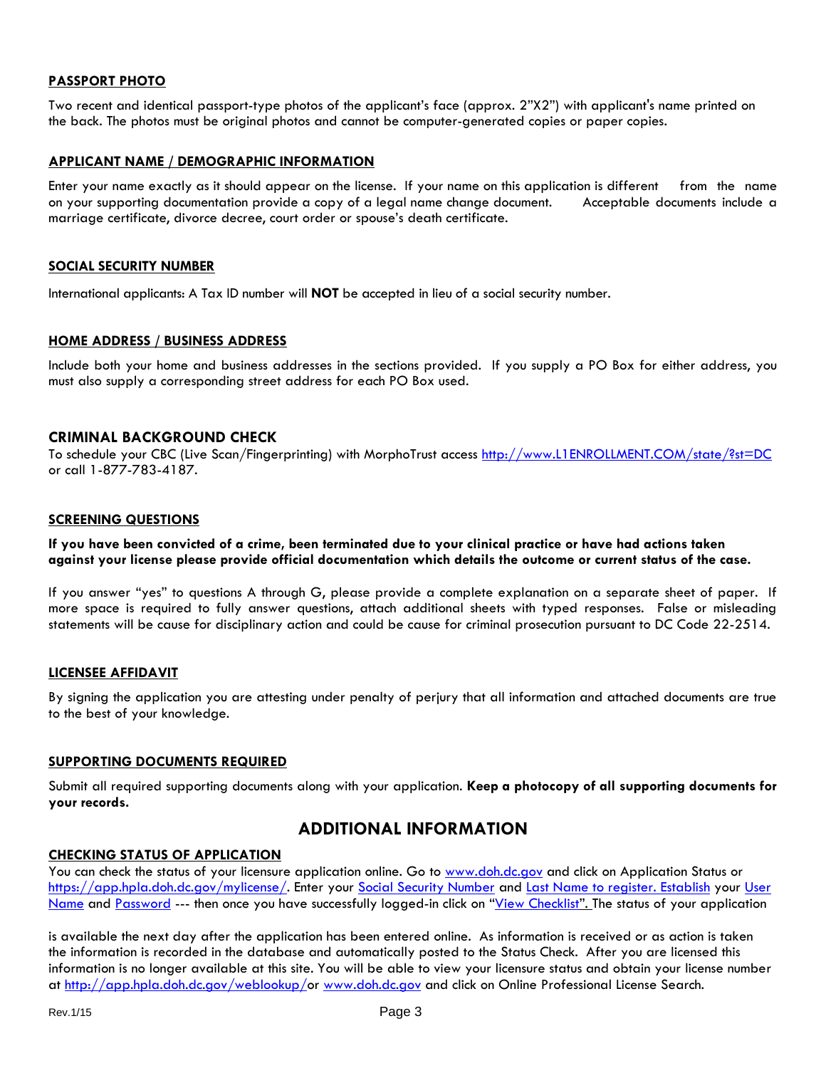## PASSPORT PHOTO

Two recent and identical passport-type photos of the applicant's face (approx. 2"X2") with applicant's name printed on the back. The photos must be original photos and cannot be computer-generated copies or paper copies.

## APPLICANT NAME / DEMOGRAPHIC INFORMATION

Enter your name exactly as it should appear on the license. If your name on this application is different from the name on your supporting documentation provide a copy of a legal name change document. Acceptable documents include a marriage certificate, divorce decree, court order or spouse's death certificate.

## SOCIAL SECURITY NUMBER

International applicants: A Tax ID number will **NOT** be accepted in lieu of a social security number.

## HOME ADDRESS / BUSINESS ADDRESS

Include both your home and business addresses in the sections provided. If you supply a PO Box for either address, you must also supply a corresponding street address for each PO Box used.

## CRIMINAL BACKGROUND CHECK

To schedule your CBC (Live Scan/Fingerprinting) with MorphoTrust access http://www.L1ENROLLMENT.COM/state/?st=DC or call 1-877-783-4187.

## SCREENING QUESTIONS

**If you have been convicted of a crime, been terminated due to your clinical practice or have had actions taken against your license please provide official documentation which details the outcome or current status of the case.**

If you answer "yes" to questions A through G, please provide a complete explanation on a separate sheet of paper. If more space is required to fully answer questions, attach additional sheets with typed responses. False or misleading statements will be cause for disciplinary action and could be cause for criminal prosecution pursuant to DC Code 22-2514.

## LICENSEE AFFIDAVIT

By signing the application you are attesting under penalty of perjury that all information and attached documents are true to the best of your knowledge.

## SUPPORTING DOCUMENTS REQUIRED

Submit all required supporting documents along with your application. **Keep a photocopy of all supporting documents for your records.**

# ADDITIONAL INFORMATION

## CHECKING STATUS OF APPLICATION

You can check the status of your licensure application online. Go to www.doh.dc.gov and click on Application Status or https://app.hpla.doh.dc.gov/mylicense/. Enter your Social Security Number and Last Name to register. Establish your User Name and Password --- then once you have successfully logged-in click on "View Checklist". The status of your application is available the next day after the application has been entered online. As information is received or as action is taken the information is recorded in the database and automatically posted to the Status Check. After you are licensed this information is no longer available at this site. You will be able to view your licensure status and obtain your license number at http://app.hpla.doh.dc.gov/weblookup/or www.doh.dc.gov and click on Online Professional License Search.

Rev.1/15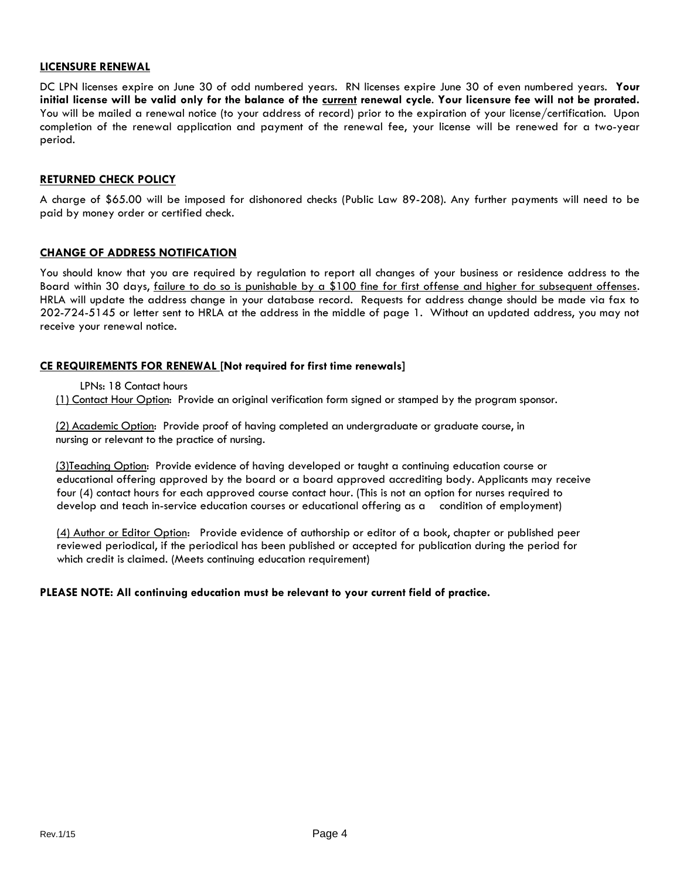## LICENSURE RENEWAL

DC LPN licenses expire on June 30 of odd numbered years. RN licenses expire June 30 of even numbered years. **Your initial license will be valid only for the balance of the current renewal cycle. Your licensure fee will not be prorated.** You will be mailed a renewal notice (to your address of record) prior to the expiration of your license/certification. Upon completion of the renewal application and payment of the renewal fee, your license will be renewed for a two-year period.

## RETURNED CHECK POLICY

A charge of $65.00 will be imposed for dishonored checks (Public Law 89-208). Any further payments will need to be paid by money order or certified check.

## CHANGE OF ADDRESS NOTIFICATION

You should know that you are required by regulation to report all changes of your business or residence address to the Board within 30 days, failure to do so is punishable by a $100 fine for first offense and higher for subsequent offenses. HRLA will update the address change in your database record. Requests for address change should be made via fax to 202-724-5145 or letter sent to HRLA at the address in the middle of page 1. Without an updated address, you may not receive your renewal notice.

## CE REQUIREMENTS FOR RENEWAL [Not required for first time renewals]

LPNs: 18 Contact hours

(1) Contact Hour Option: Provide an original verification form signed or stamped by the program sponsor.

(2) Academic Option: Provide proof of having completed an undergraduate or graduate course, in nursing or relevant to the practice of nursing.

(3)Teaching Option: Provide evidence of having developed or taught a continuing education course or educational offering approved by the board or a board approved accrediting body. Applicants may receive four (4) contact hours for each approved course contact hour. (This is not an option for nurses required to develop and teach in-service education courses or educational offering as a condition of employment)

(4) Author or Editor Option: Provide evidence of authorship or editor of a book, chapter or published peer reviewed periodical, if the periodical has been published or accepted for publication during the period for which credit is claimed. (Meets continuing education requirement)

**PLEASE NOTE: All continuing education must be relevant to your current field of practice.**

Rev.1/15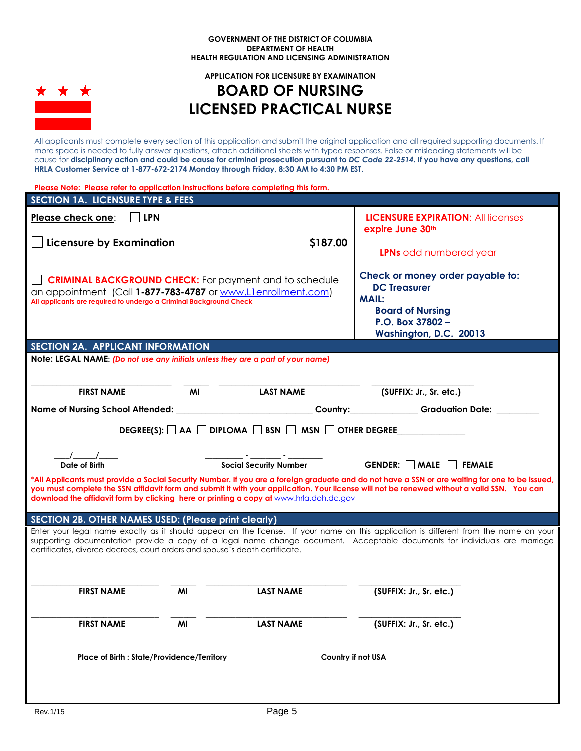GOVERNMENT OF THE DISTRICT OF COLUMBIA
DEPARTMENT OF HEALTH
HEALTH REGULATION AND LICENSING ADMINISTRATION

APPLICATION FOR LICENSURE BY EXAMINATION

# BOARD OF NURSING
# LICENSED PRACTICAL NURSE

All applicants must complete every section of this application and submit the original application and all required supporting documents. If more space is needed to fully answer questions, attach additional sheets with typed responses. False or misleading statements will be cause for **disciplinary action and could be cause for criminal prosecution pursuant to *DC Code 22-2514*. If you have any questions, call HRLA Customer Service at 1-877-672-2174 Monday through Friday, 8:30 AM to 4:30 PM EST.**

**Please Note: Please refer to application instructions before completing this form.**

## SECTION 1A. LICENSURE TYPE & FEES

**Please check one**: ☐ **LPN**

☐ **Licensure by Examination** **$187.00**

☐ **CRIMINAL BACKGROUND CHECK:** For payment and to schedule an appointment (Call **1-877-783-4787** or www.L1enrollment.com)
**All applicants are required to undergo a Criminal Background Check**

**LICENSURE EXPIRATION**: All licenses expire June 30th

**LPNs** odd numbered year

**Check or money order payable to:**
**DC Treasurer**
**MAIL:**
**Board of Nursing**
**P.O. Box 37802 –**
**Washington, D.C. 20013**

## SECTION 2A. APPLICANT INFORMATION

**Note: LEGAL NAME:** ***(Do not use any initials unless they are a part of your name)***

\_\_\_\_\_\_\_\_\_\_\_\_\_\_\_\_\_\_\_\_ \_\_\_\_\_ \_\_\_\_\_\_\_\_\_\_\_\_\_\_\_\_\_\_\_\_ \_\_\_\_\_\_\_\_\_\_\_\_\_\_\_
**FIRST NAME** | **MI** | **LAST NAME** | **(SUFFIX: Jr., Sr. etc.)**

**Name of Nursing School Attended:** \_\_\_\_\_\_\_\_\_\_\_\_\_\_\_\_\_\_\_\_ **Country:**\_\_\_\_\_\_\_\_\_\_\_\_ **Graduation Date:** \_\_\_\_\_\_\_\_

**DEGREE(S):** ☐ **AA** ☐ **DIPLOMA** ☐ **BSN** ☐ **MSN** ☐ **OTHER DEGREE**\_\_\_\_\_\_\_\_\_\_\_\_

\_\_\_/\_\_\_\_/\_\_\_\_ **Date of Birth** | \_\_\_\_\_\_\_ - \_\_\_\_\_ - \_\_\_\_\_\_ **Social Security Number** | **GENDER:** ☐ **MALE** ☐ **FEMALE**

***All Applicants must provide a Social Security Number. If you are a foreign graduate and do not have a SSN or are waiting for one to be issued, you must complete the SSN affidavit form and submit it with your application. Your license will not be renewed without a valid SSN. You can download the affidavit form by clicking here or printing a copy at www.hrla.doh.dc.gov**

## SECTION 2B. OTHER NAMES USED: (Please print clearly)

Enter your legal name exactly as it should appear on the license. If your name on this application is different from the name on your supporting documentation provide a copy of a legal name change document. Acceptable documents for individuals are marriage certificates, divorce decrees, court orders and spouse's death certificate.

\_\_\_\_\_\_\_\_\_\_\_\_\_\_\_\_\_\_\_\_ \_\_\_\_\_ \_\_\_\_\_\_\_\_\_\_\_\_\_\_\_\_\_\_\_\_ \_\_\_\_\_\_\_\_\_\_\_\_\_\_\_
**FIRST NAME** | **MI** | **LAST NAME** | **(SUFFIX: Jr., Sr. etc.)**

\_\_\_\_\_\_\_\_\_\_\_\_\_\_\_\_\_\_\_\_ \_\_\_\_\_ \_\_\_\_\_\_\_\_\_\_\_\_\_\_\_\_\_\_\_\_ \_\_\_\_\_\_\_\_\_\_\_\_\_\_\_
**FIRST NAME** | **MI** | **LAST NAME** | **(SUFFIX: Jr., Sr. etc.)**

\_\_\_\_\_\_\_\_\_\_\_\_\_\_\_\_\_\_\_\_\_\_\_\_ **Place of Birth : State/Providence/Territory** | \_\_\_\_\_\_\_\_\_\_\_\_\_\_\_\_\_\_\_\_ **Country if not USA**

Rev.1/15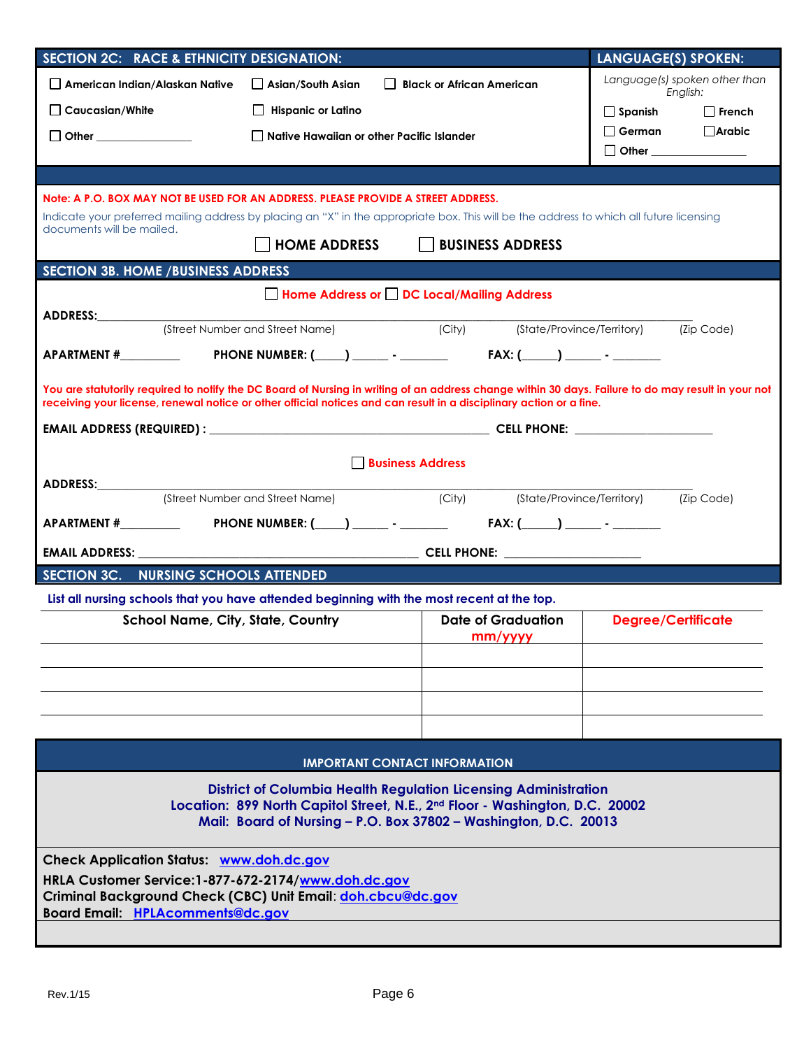## SECTION 2C: RACE & ETHNICITY DESIGNATION:

- ☐ American Indian/Alaskan Native
- ☐ Asian/South Asian
- ☐ Black or African American
- ☐ Caucasian/White
- ☐ Hispanic or Latino
- ☐ Other ________________
- ☐ Native Hawaiian or other Pacific Islander

## LANGUAGE(S) SPOKEN:

*Language(s) spoken other than English:*

- ☐ Spanish
- ☐ French
- ☐ German
- ☐ Arabic
- ☐ Other ________________

**Note: A P.O. BOX MAY NOT BE USED FOR AN ADDRESS. PLEASE PROVIDE A STREET ADDRESS.**

Indicate your preferred mailing address by placing an "X" in the appropriate box. This will be the address to which all future licensing documents will be mailed.

☐ **HOME ADDRESS** ☐ **BUSINESS ADDRESS**

## SECTION 3B. HOME /BUSINESS ADDRESS

☐ **Home Address or** ☐ **DC Local/Mailing Address**

**ADDRESS:**________________________________________________________________________________
(Street Number and Street Name) (City) (State/Province/Territory) (Zip Code)

**APARTMENT #**_________ **PHONE NUMBER: (**____**)** _____ - _______ **FAX: (**_____**)** _____ - _______

**You are statutorily required to notify the DC Board of Nursing in writing of an address change within 30 days. Failure to do may result in your not receiving your license, renewal notice or other official notices and can result in a disciplinary action or a fine.**

**EMAIL ADDRESS (REQUIRED) :** ________________________________________ **CELL PHONE:** ____________________

☐ **Business Address**

**ADDRESS:**________________________________________________________________________________
(Street Number and Street Name) (City) (State/Province/Territory) (Zip Code)

**APARTMENT #**_________ **PHONE NUMBER: (**____**)** _____ - _______ **FAX: (**_____**)** _____ - _______

**EMAIL ADDRESS:** ________________________________________ **CELL PHONE:** ____________________

## SECTION 3C. NURSING SCHOOLS ATTENDED

**List all nursing schools that you have attended beginning with the most recent at the top.**

| School Name, City, State, Country | Date of Graduation mm/yyyy | Degree/Certificate |
|---|---|---|
| | | |
| | | |
| | | |
| | | |

## IMPORTANT CONTACT INFORMATION

**District of Columbia Health Regulation Licensing Administration**
**Location: 899 North Capitol Street, N.E., 2nd Floor - Washington, D.C. 20002**
**Mail: Board of Nursing – P.O. Box 37802 – Washington, D.C. 20013**

**Check Application Status:** www.doh.dc.gov
**HRLA Customer Service:1-877-672-2174/**www.doh.dc.gov
**Criminal Background Check (CBC) Unit Email**: doh.cbcu@dc.gov
**Board Email:** HPLAcomments@dc.gov

Rev.1/15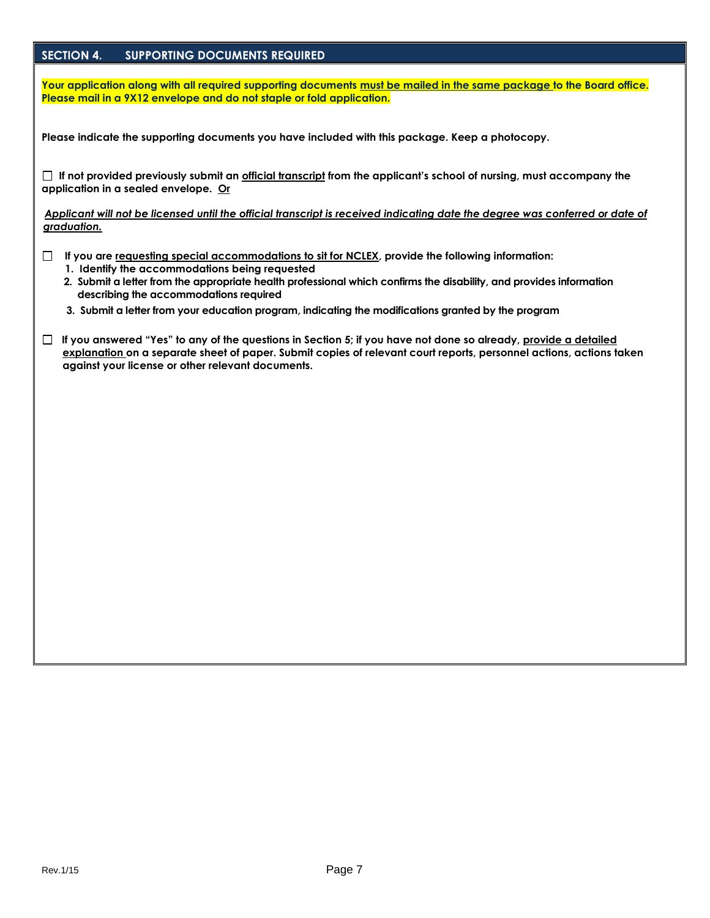## SECTION 4. SUPPORTING DOCUMENTS REQUIRED

**Your application along with all required supporting documents <u>must be mailed in the same package</u> to the Board office. Please mail in a 9X12 envelope and do not staple or fold application.**

**Please indicate the supporting documents you have included with this package. Keep a photocopy.**

☐ **If not provided previously submit an <u>official transcript</u> from the applicant's school of nursing, must accompany the application in a sealed envelope. <u>Or</u>**

***<u>Applicant will not be licensed until the official transcript is received indicating date the degree was conferred or date of graduation.</u>***

☐ **If you are <u>requesting special accommodations to sit for NCLEX</u>, provide the following information:**

1. **Identify the accommodations being requested**
2. **Submit a letter from the appropriate health professional which confirms the disability, and provides information describing the accommodations required**
3. **Submit a letter from your education program, indicating the modifications granted by the program**

☐ **If you answered "Yes" to any of the questions in Section 5; if you have not done so already, <u>provide a detailed explanation</u> on a separate sheet of paper. Submit copies of relevant court reports, personnel actions, actions taken against your license or other relevant documents.**

Rev.1/15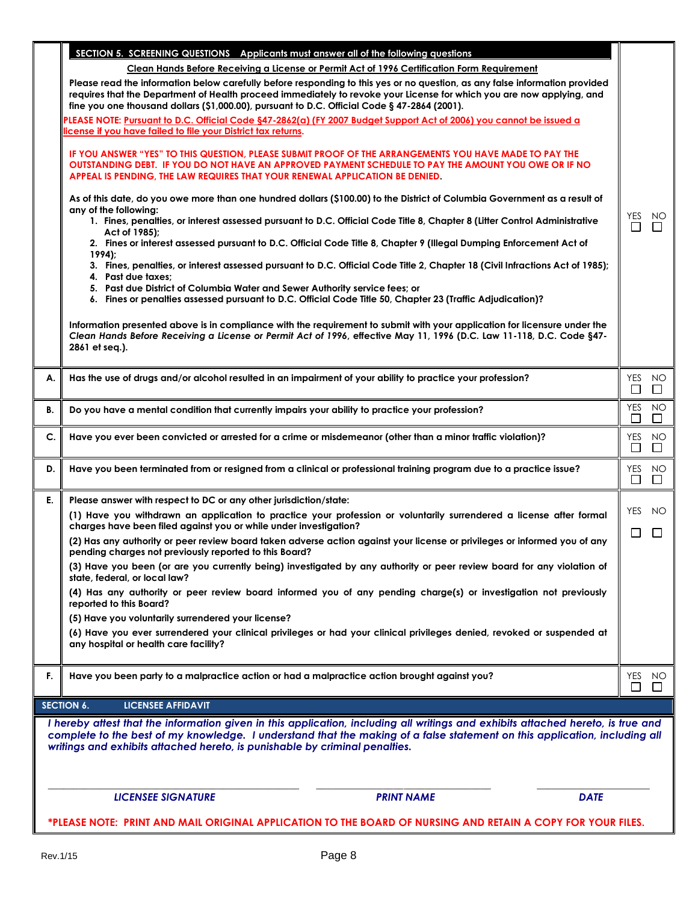## SECTION 5. SCREENING QUESTIONS Applicants must answer all of the following questions

**Clean Hands Before Receiving a License or Permit Act of 1996 Certification Form Requirement**

**Please read the information below carefully before responding to this yes or no question, as any false information provided requires that the Department of Health proceed immediately to revoke your License for which you are now applying, and fine you one thousand dollars ($1,000.00), pursuant to D.C. Official Code § 47-2864 (2001).**

**PLEASE NOTE: Pursuant to D.C. Official Code §47-2862(a) (FY 2007 Budget Support Act of 2006) you cannot be issued a license if you have failed to file your District tax returns.**

**IF YOU ANSWER "YES" TO THIS QUESTION, PLEASE SUBMIT PROOF OF THE ARRANGEMENTS YOU HAVE MADE TO PAY THE OUTSTANDING DEBT. IF YOU DO NOT HAVE AN APPROVED PAYMENT SCHEDULE TO PAY THE AMOUNT YOU OWE OR IF NO APPEAL IS PENDING, THE LAW REQUIRES THAT YOUR RENEWAL APPLICATION BE DENIED.**

**As of this date, do you owe more than one hundred dollars ($100.00) to the District of Columbia Government as a result of any of the following:**

1. **Fines, penalties, or interest assessed pursuant to D.C. Official Code Title 8, Chapter 8 (Litter Control Administrative Act of 1985);**
2. **Fines or interest assessed pursuant to D.C. Official Code Title 8, Chapter 9 (Illegal Dumping Enforcement Act of 1994);**
3. **Fines, penalties, or interest assessed pursuant to D.C. Official Code Title 2, Chapter 18 (Civil Infractions Act of 1985);**
4. **Past due taxes;**
5. **Past due District of Columbia Water and Sewer Authority service fees; or**
6. **Fines or penalties assessed pursuant to D.C. Official Code Title 50, Chapter 23 (Traffic Adjudication)?**

YES ☐ NO ☐

**Information presented above is in compliance with the requirement to submit with your application for licensure under the *Clean Hands Before Receiving a License or Permit Act of 1996*, effective May 11, 1996 (D.C. Law 11-118, D.C. Code §47-2861 et seq.).**

| | | |
|---|---|---|
| **A.** | **Has the use of drugs and/or alcohol resulted in an impairment of your ability to practice your profession?** | YES ☐ NO ☐ |
| **B.** | **Do you have a mental condition that currently impairs your ability to practice your profession?** | YES ☐ NO ☐ |
| **C.** | **Have you ever been convicted or arrested for a crime or misdemeanor (other than a minor traffic violation)?** | YES ☐ NO ☐ |
| **D.** | **Have you been terminated from or resigned from a clinical or professional training program due to a practice issue?** | YES ☐ NO ☐ |
| **E.** | **Please answer with respect to DC or any other jurisdiction/state:**<br>**(1) Have you withdrawn an application to practice your profession or voluntarily surrendered a license after formal charges have been filed against you or while under investigation?**<br>**(2) Has any authority or peer review board taken adverse action against your license or privileges or informed you of any pending charges not previously reported to this Board?**<br>**(3) Have you been (or are you currently being) investigated by any authority or peer review board for any violation of state, federal, or local law?**<br>**(4) Has any authority or peer review board informed you of any pending charge(s) or investigation not previously reported to this Board?**<br>**(5) Have you voluntarily surrendered your license?**<br>**(6) Have you ever surrendered your clinical privileges or had your clinical privileges denied, revoked or suspended at any hospital or health care facility?** | YES ☐ NO ☐ |
| **F.** | **Have you been party to a malpractice action or had a malpractice action brought against you?** | YES ☐ NO ☐ |

## SECTION 6. LICENSEE AFFIDAVIT

***I hereby attest that the information given in this application, including all writings and exhibits attached hereto, is true and complete to the best of my knowledge. I understand that the making of a false statement on this application, including all writings and exhibits attached hereto, is punishable by criminal penalties.***

| | | |
|---|---|---|
| ______________________ | ______________________ | ______________________ |
| ***LICENSEE SIGNATURE*** | ***PRINT NAME*** | ***DATE*** |

**\*PLEASE NOTE: PRINT AND MAIL ORIGINAL APPLICATION TO THE BOARD OF NURSING AND RETAIN A COPY FOR YOUR FILES.**

Rev.1/15